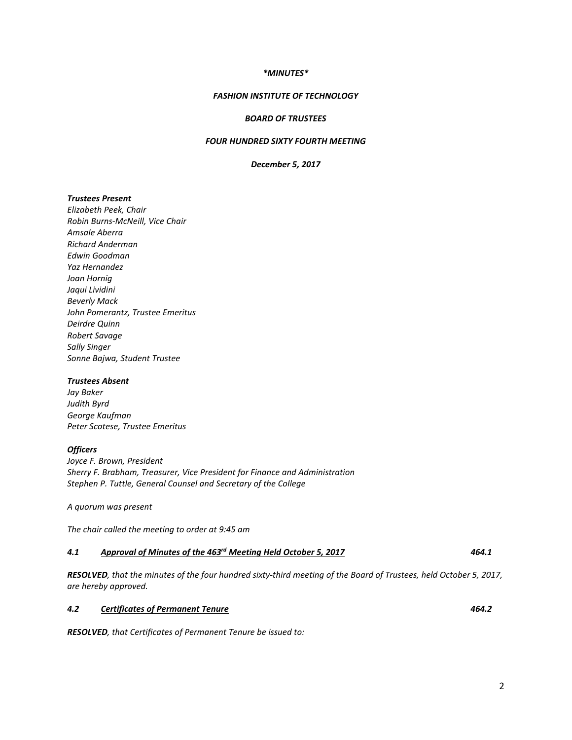*\*MINUTES\**

***FASHION INSTITUTE OF TECHNOLOGY***

***BOARD OF TRUSTEES***

***FOUR HUNDRED SIXTY FOURTH MEETING***

***December 5, 2017***

***Trustees Present***
*Elizabeth Peek, Chair*
*Robin Burns-McNeill, Vice Chair*
*Amsale Aberra*
*Richard Anderman*
*Edwin Goodman*
*Yaz Hernandez*
*Joan Hornig*
*Jaqui Lividini*
*Beverly Mack*
*John Pomerantz, Trustee Emeritus*
*Deirdre Quinn*
*Robert Savage*
*Sally Singer*
*Sonne Bajwa, Student Trustee*

***Trustees Absent***
*Jay Baker*
*Judith Byrd*
*George Kaufman*
*Peter Scotese, Trustee Emeritus*

***Officers***
*Joyce F. Brown, President*
*Sherry F. Brabham, Treasurer, Vice President for Finance and Administration*
*Stephen P. Tuttle, General Counsel and Secretary of the College*

*A quorum was present*

*The chair called the meeting to order at 9:45 am*

***4.1 <u>Approval of Minutes of the 463rd Meeting Held October 5, 2017</u>*** ***464.1***

***RESOLVED****, that the minutes of the four hundred sixty-third meeting of the Board of Trustees, held October 5, 2017, are hereby approved.*

***4.2 <u>Certificates of Permanent Tenure</u>*** ***464.2***

***RESOLVED****, that Certificates of Permanent Tenure be issued to:*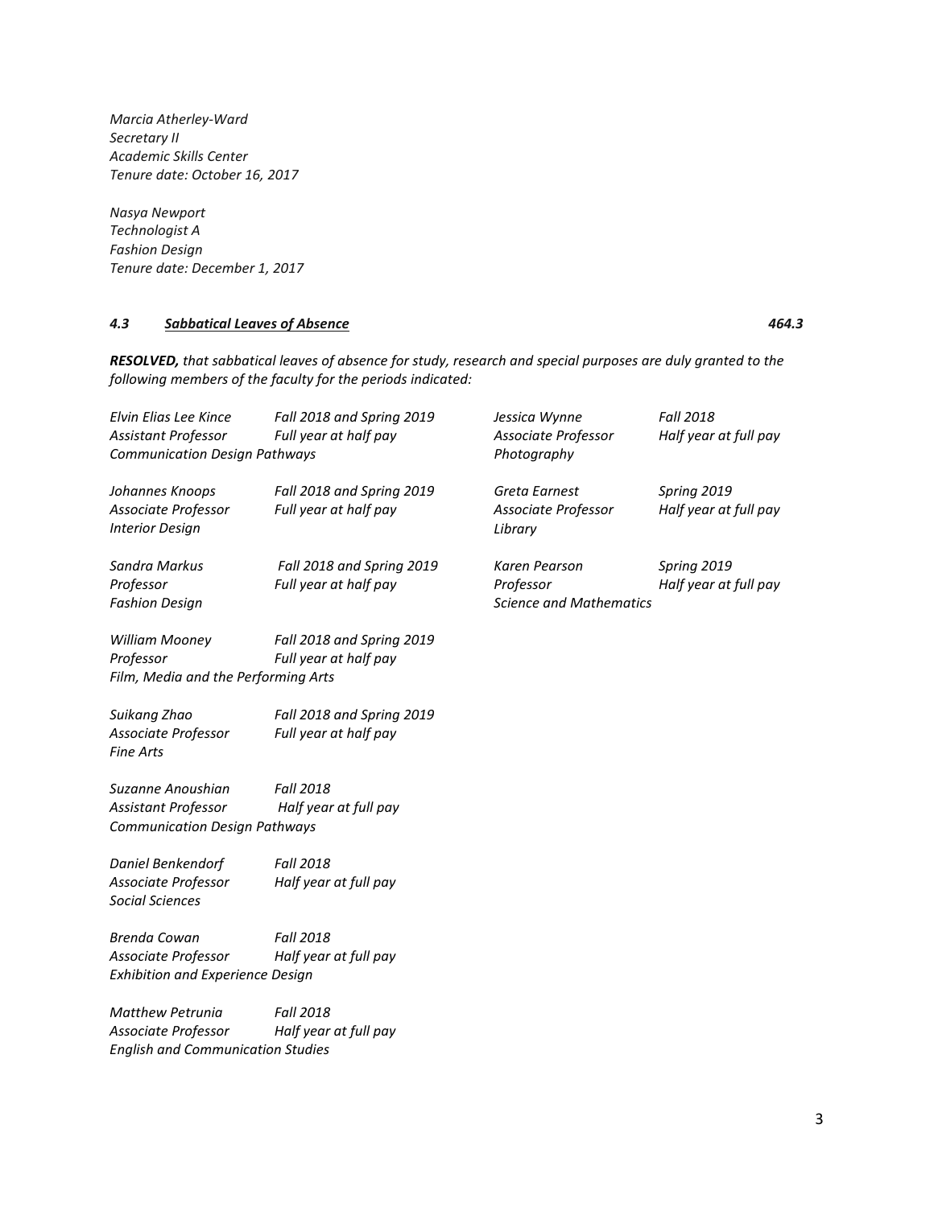*Marcia Atherley-Ward*
*Secretary II*
*Academic Skills Center*
*Tenure date: October 16, 2017*

*Nasya Newport*
*Technologist A*
*Fashion Design*
*Tenure date: December 1, 2017*

### ***4.3 Sabbatical Leaves of Absence*** ***464.3***

***RESOLVED,*** *that sabbatical leaves of absence for study, research and special purposes are duly granted to the following members of the faculty for the periods indicated:*

*Elvin Elias Lee Kince* — *Fall 2018 and Spring 2019*
*Assistant Professor* — *Full year at half pay*
*Communication Design Pathways*

*Johannes Knoops* — *Fall 2018 and Spring 2019*
*Associate Professor* — *Full year at half pay*
*Interior Design*

*Sandra Markus* — *Fall 2018 and Spring 2019*
*Professor* — *Full year at half pay*
*Fashion Design*

*William Mooney* — *Fall 2018 and Spring 2019*
*Professor* — *Full year at half pay*
*Film, Media and the Performing Arts*

*Suikang Zhao* — *Fall 2018 and Spring 2019*
*Associate Professor* — *Full year at half pay*
*Fine Arts*

*Suzanne Anoushian* — *Fall 2018*
*Assistant Professor* — *Half year at full pay*
*Communication Design Pathways*

*Daniel Benkendorf* — *Fall 2018*
*Associate Professor* — *Half year at full pay*
*Social Sciences*

*Brenda Cowan* — *Fall 2018*
*Associate Professor* — *Half year at full pay*
*Exhibition and Experience Design*

*Matthew Petrunia* — *Fall 2018*
*Associate Professor* — *Half year at full pay*
*English and Communication Studies*

*Jessica Wynne* — *Fall 2018*
*Associate Professor* — *Half year at full pay*
*Photography*

*Greta Earnest* — *Spring 2019*
*Associate Professor* — *Half year at full pay*
*Library*

*Karen Pearson* — *Spring 2019*
*Professor* — *Half year at full pay*
*Science and Mathematics*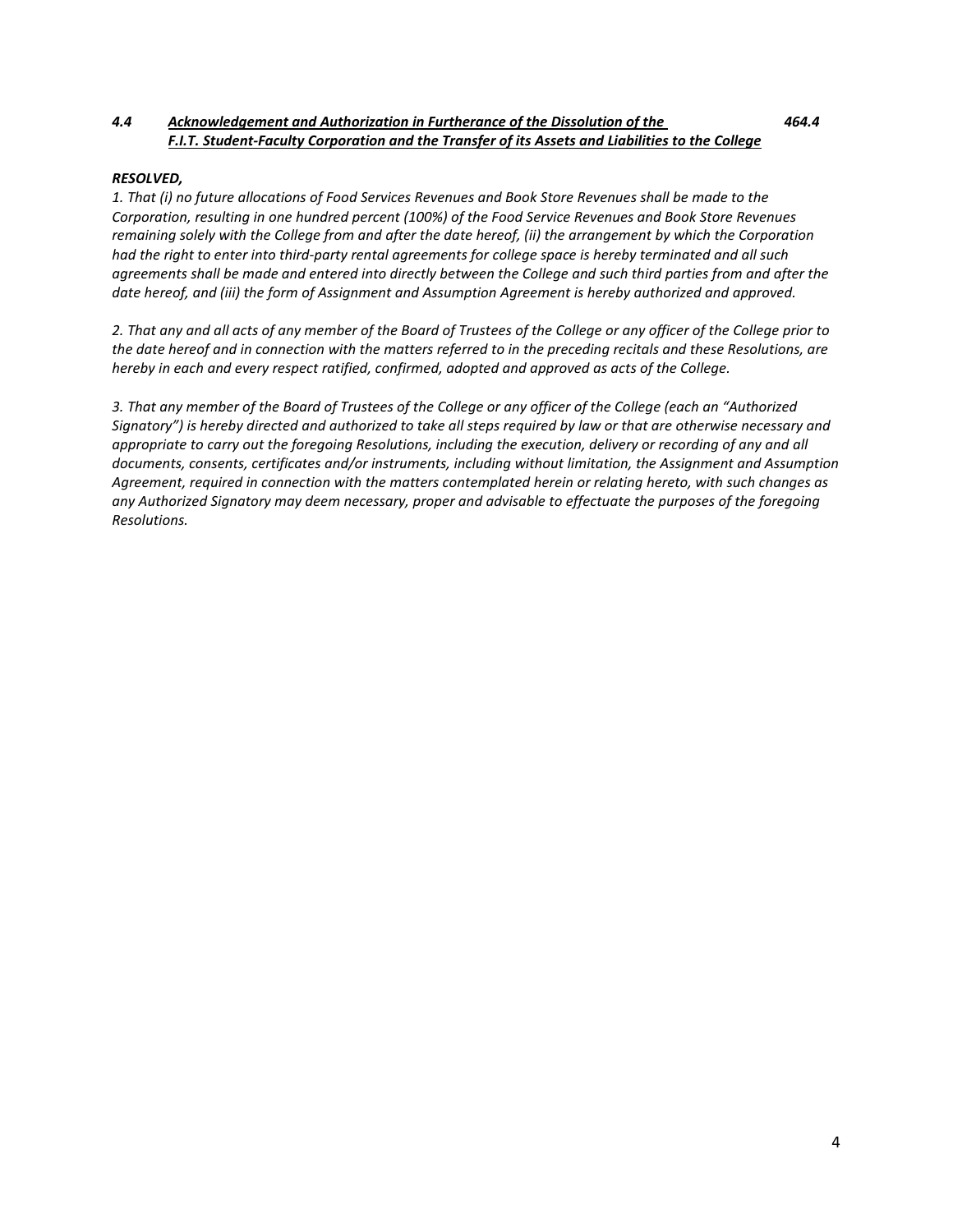### *4.4 Acknowledgement and Authorization in Furtherance of the Dissolution of the F.I.T. Student-Faculty Corporation and the Transfer of its Assets and Liabilities to the College* *464.4*

***RESOLVED,***

*1. That (i) no future allocations of Food Services Revenues and Book Store Revenues shall be made to the Corporation, resulting in one hundred percent (100%) of the Food Service Revenues and Book Store Revenues remaining solely with the College from and after the date hereof, (ii) the arrangement by which the Corporation had the right to enter into third-party rental agreements for college space is hereby terminated and all such agreements shall be made and entered into directly between the College and such third parties from and after the date hereof, and (iii) the form of Assignment and Assumption Agreement is hereby authorized and approved.*

*2. That any and all acts of any member of the Board of Trustees of the College or any officer of the College prior to the date hereof and in connection with the matters referred to in the preceding recitals and these Resolutions, are hereby in each and every respect ratified, confirmed, adopted and approved as acts of the College.*

*3. That any member of the Board of Trustees of the College or any officer of the College (each an "Authorized Signatory") is hereby directed and authorized to take all steps required by law or that are otherwise necessary and appropriate to carry out the foregoing Resolutions, including the execution, delivery or recording of any and all documents, consents, certificates and/or instruments, including without limitation, the Assignment and Assumption Agreement, required in connection with the matters contemplated herein or relating hereto, with such changes as any Authorized Signatory may deem necessary, proper and advisable to effectuate the purposes of the foregoing Resolutions.*